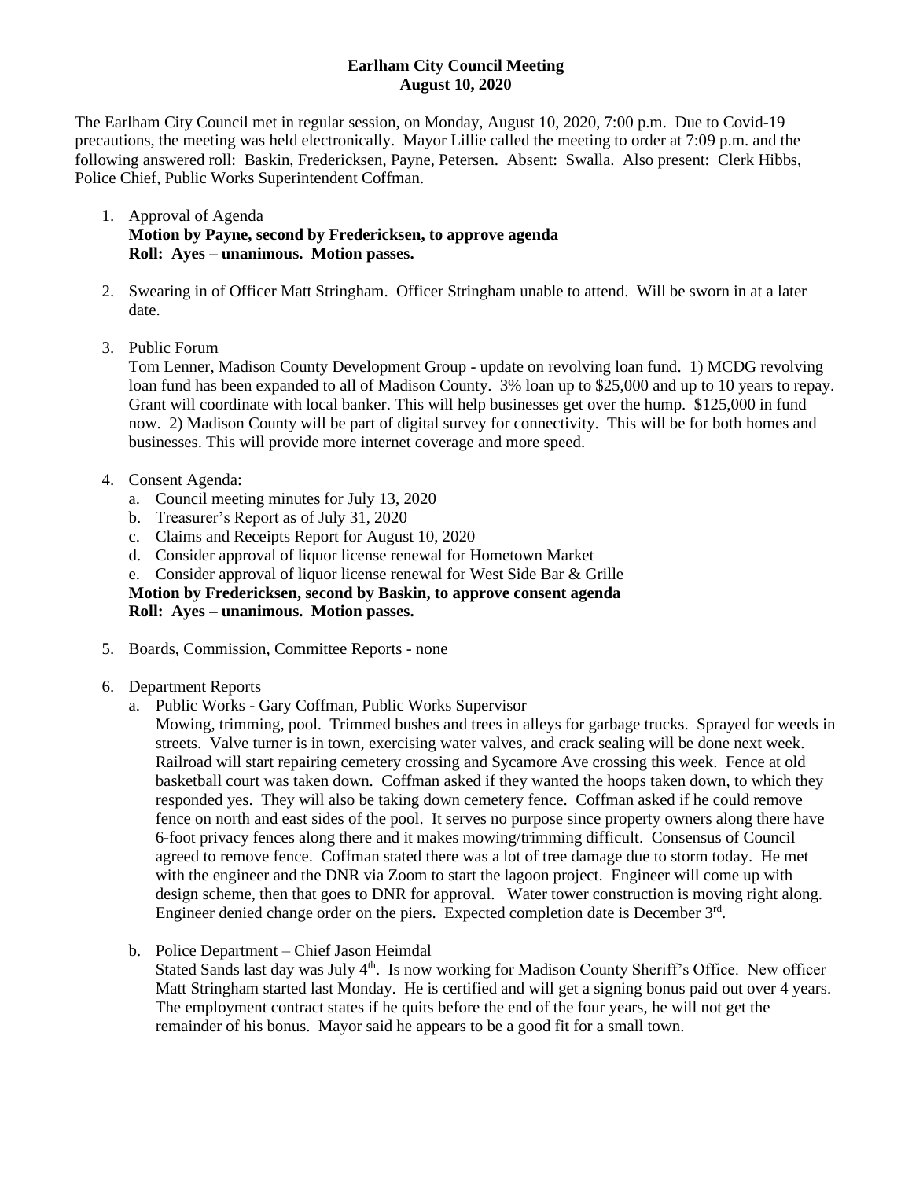**Earlham City Council Meeting**
**August 10, 2020**

The Earlham City Council met in regular session, on Monday, August 10, 2020, 7:00 p.m. Due to Covid-19 precautions, the meeting was held electronically. Mayor Lillie called the meeting to order at 7:09 p.m. and the following answered roll: Baskin, Fredericksen, Payne, Petersen. Absent: Swalla. Also present: Clerk Hibbs, Police Chief, Public Works Superintendent Coffman.

1. Approval of Agenda
   **Motion by Payne, second by Fredericksen, to approve agenda**
   **Roll: Ayes – unanimous. Motion passes.**

2. Swearing in of Officer Matt Stringham. Officer Stringham unable to attend. Will be sworn in at a later date.

3. Public Forum
   Tom Lenner, Madison County Development Group - update on revolving loan fund. 1) MCDG revolving loan fund has been expanded to all of Madison County. 3% loan up to $25,000 and up to 10 years to repay. Grant will coordinate with local banker. This will help businesses get over the hump. $125,000 in fund now. 2) Madison County will be part of digital survey for connectivity. This will be for both homes and businesses. This will provide more internet coverage and more speed.

4. Consent Agenda:
   a. Council meeting minutes for July 13, 2020
   b. Treasurer's Report as of July 31, 2020
   c. Claims and Receipts Report for August 10, 2020
   d. Consider approval of liquor license renewal for Hometown Market
   e. Consider approval of liquor license renewal for West Side Bar & Grille
   **Motion by Fredericksen, second by Baskin, to approve consent agenda**
   **Roll: Ayes – unanimous. Motion passes.**

5. Boards, Commission, Committee Reports - none

6. Department Reports
   a. Public Works - Gary Coffman, Public Works Supervisor
      Mowing, trimming, pool. Trimmed bushes and trees in alleys for garbage trucks. Sprayed for weeds in streets. Valve turner is in town, exercising water valves, and crack sealing will be done next week. Railroad will start repairing cemetery crossing and Sycamore Ave crossing this week. Fence at old basketball court was taken down. Coffman asked if they wanted the hoops taken down, to which they responded yes. They will also be taking down cemetery fence. Coffman asked if he could remove fence on north and east sides of the pool. It serves no purpose since property owners along there have 6-foot privacy fences along there and it makes mowing/trimming difficult. Consensus of Council agreed to remove fence. Coffman stated there was a lot of tree damage due to storm today. He met with the engineer and the DNR via Zoom to start the lagoon project. Engineer will come up with design scheme, then that goes to DNR for approval. Water tower construction is moving right along. Engineer denied change order on the piers. Expected completion date is December 3rd.

   b. Police Department – Chief Jason Heimdal
      Stated Sands last day was July 4th. Is now working for Madison County Sheriff's Office. New officer Matt Stringham started last Monday. He is certified and will get a signing bonus paid out over 4 years. The employment contract states if he quits before the end of the four years, he will not get the remainder of his bonus. Mayor said he appears to be a good fit for a small town.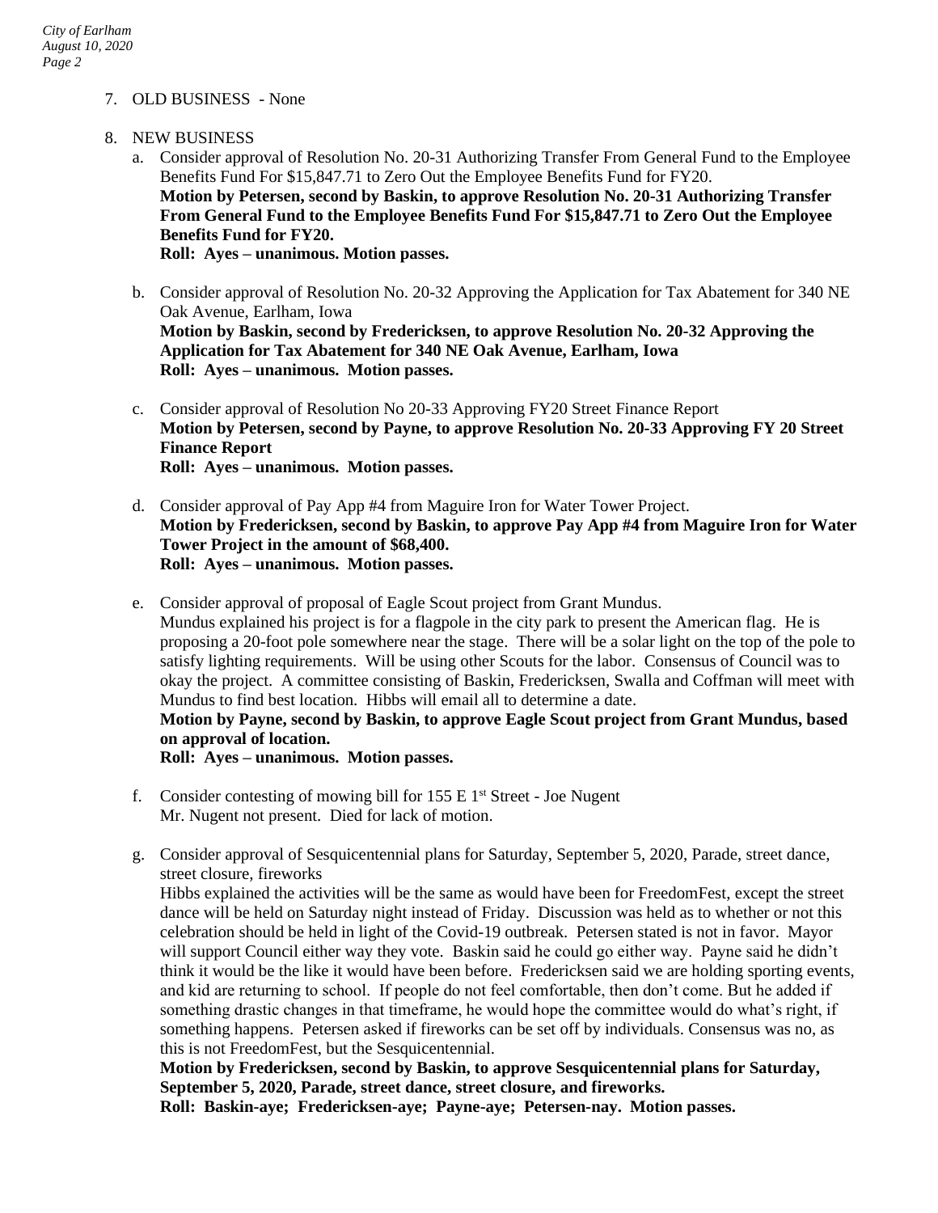7. OLD BUSINESS - None

8. NEW BUSINESS
   a. Consider approval of Resolution No. 20-31 Authorizing Transfer From General Fund to the Employee Benefits Fund For $15,847.71 to Zero Out the Employee Benefits Fund for FY20.
   **Motion by Petersen, second by Baskin, to approve Resolution No. 20-31 Authorizing Transfer From General Fund to the Employee Benefits Fund For $15,847.71 to Zero Out the Employee Benefits Fund for FY20.**
   **Roll: Ayes – unanimous. Motion passes.**

   b. Consider approval of Resolution No. 20-32 Approving the Application for Tax Abatement for 340 NE Oak Avenue, Earlham, Iowa
   **Motion by Baskin, second by Fredericksen, to approve Resolution No. 20-32 Approving the Application for Tax Abatement for 340 NE Oak Avenue, Earlham, Iowa**
   **Roll: Ayes – unanimous. Motion passes.**

   c. Consider approval of Resolution No 20-33 Approving FY20 Street Finance Report
   **Motion by Petersen, second by Payne, to approve Resolution No. 20-33 Approving FY 20 Street Finance Report**
   **Roll: Ayes – unanimous. Motion passes.**

   d. Consider approval of Pay App #4 from Maguire Iron for Water Tower Project.
   **Motion by Fredericksen, second by Baskin, to approve Pay App #4 from Maguire Iron for Water Tower Project in the amount of $68,400.**
   **Roll: Ayes – unanimous. Motion passes.**

   e. Consider approval of proposal of Eagle Scout project from Grant Mundus.
   Mundus explained his project is for a flagpole in the city park to present the American flag. He is proposing a 20-foot pole somewhere near the stage. There will be a solar light on the top of the pole to satisfy lighting requirements. Will be using other Scouts for the labor. Consensus of Council was to okay the project. A committee consisting of Baskin, Fredericksen, Swalla and Coffman will meet with Mundus to find best location. Hibbs will email all to determine a date.
   **Motion by Payne, second by Baskin, to approve Eagle Scout project from Grant Mundus, based on approval of location.**
   **Roll: Ayes – unanimous. Motion passes.**

   f. Consider contesting of mowing bill for 155 E 1st Street - Joe Nugent
   Mr. Nugent not present. Died for lack of motion.

   g. Consider approval of Sesquicentennial plans for Saturday, September 5, 2020, Parade, street dance, street closure, fireworks
   Hibbs explained the activities will be the same as would have been for FreedomFest, except the street dance will be held on Saturday night instead of Friday. Discussion was held as to whether or not this celebration should be held in light of the Covid-19 outbreak. Petersen stated is not in favor. Mayor will support Council either way they vote. Baskin said he could go either way. Payne said he didn't think it would be the like it would have been before. Fredericksen said we are holding sporting events, and kid are returning to school. If people do not feel comfortable, then don't come. But he added if something drastic changes in that timeframe, he would hope the committee would do what's right, if something happens. Petersen asked if fireworks can be set off by individuals. Consensus was no, as this is not FreedomFest, but the Sesquicentennial.
   **Motion by Fredericksen, second by Baskin, to approve Sesquicentennial plans for Saturday, September 5, 2020, Parade, street dance, street closure, and fireworks.**
   **Roll: Baskin-aye; Fredericksen-aye; Payne-aye; Petersen-nay. Motion passes.**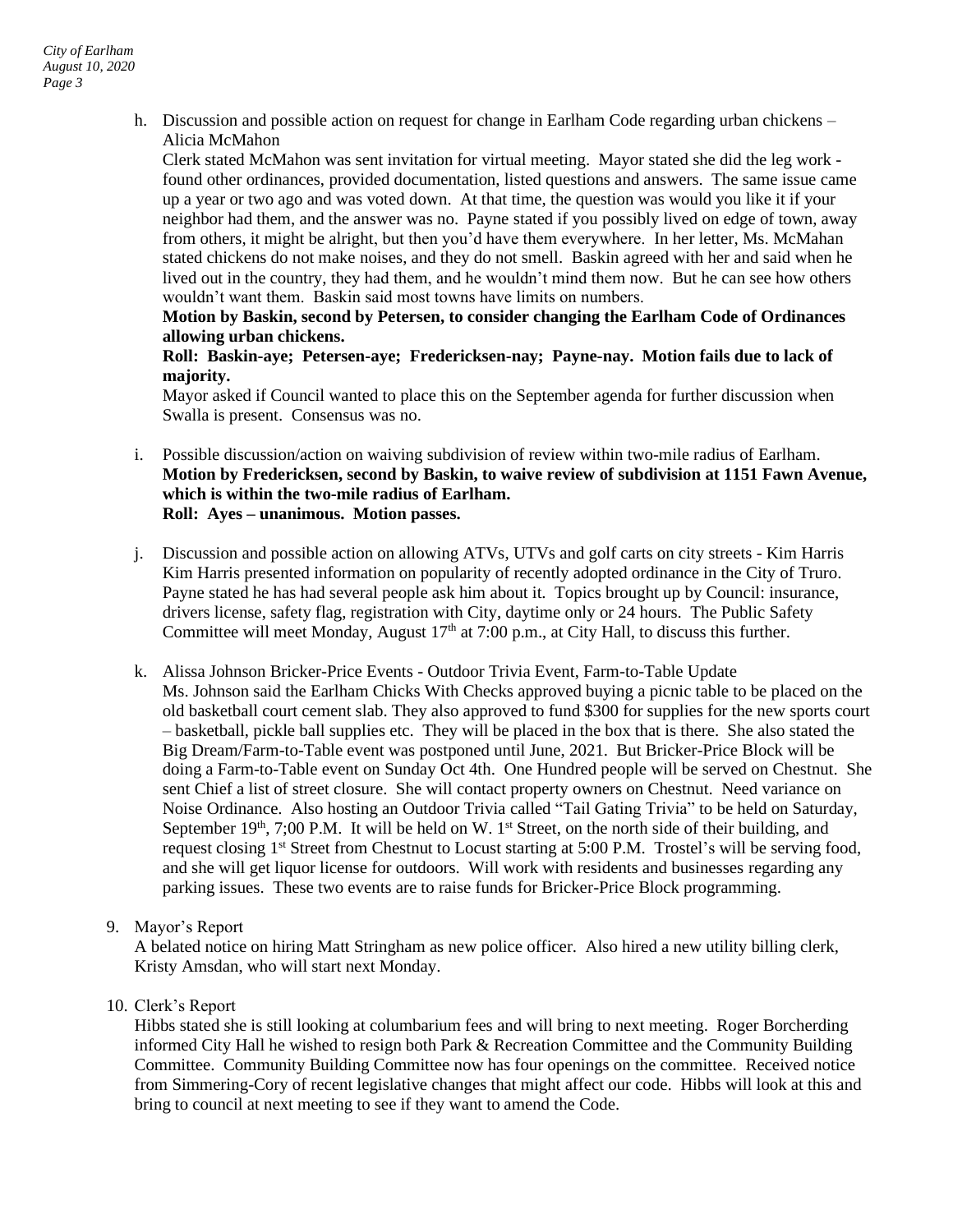h. Discussion and possible action on request for change in Earlham Code regarding urban chickens – Alicia McMahon

   Clerk stated McMahon was sent invitation for virtual meeting. Mayor stated she did the leg work - found other ordinances, provided documentation, listed questions and answers. The same issue came up a year or two ago and was voted down. At that time, the question was would you like it if your neighbor had them, and the answer was no. Payne stated if you possibly lived on edge of town, away from others, it might be alright, but then you'd have them everywhere. In her letter, Ms. McMahan stated chickens do not make noises, and they do not smell. Baskin agreed with her and said when he lived out in the country, they had them, and he wouldn't mind them now. But he can see how others wouldn't want them. Baskin said most towns have limits on numbers.

   **Motion by Baskin, second by Petersen, to consider changing the Earlham Code of Ordinances allowing urban chickens.**

   **Roll: Baskin-aye; Petersen-aye; Fredericksen-nay; Payne-nay. Motion fails due to lack of majority.**

   Mayor asked if Council wanted to place this on the September agenda for further discussion when Swalla is present. Consensus was no.

i. Possible discussion/action on waiving subdivision of review within two-mile radius of Earlham.

   **Motion by Fredericksen, second by Baskin, to waive review of subdivision at 1151 Fawn Avenue, which is within the two-mile radius of Earlham.**

   **Roll: Ayes – unanimous. Motion passes.**

j. Discussion and possible action on allowing ATVs, UTVs and golf carts on city streets - Kim Harris

   Kim Harris presented information on popularity of recently adopted ordinance in the City of Truro. Payne stated he has had several people ask him about it. Topics brought up by Council: insurance, drivers license, safety flag, registration with City, daytime only or 24 hours. The Public Safety Committee will meet Monday, August 17th at 7:00 p.m., at City Hall, to discuss this further.

k. Alissa Johnson Bricker-Price Events - Outdoor Trivia Event, Farm-to-Table Update

   Ms. Johnson said the Earlham Chicks With Checks approved buying a picnic table to be placed on the old basketball court cement slab. They also approved to fund $300 for supplies for the new sports court – basketball, pickle ball supplies etc. They will be placed in the box that is there. She also stated the Big Dream/Farm-to-Table event was postponed until June, 2021. But Bricker-Price Block will be doing a Farm-to-Table event on Sunday Oct 4th. One Hundred people will be served on Chestnut. She sent Chief a list of street closure. She will contact property owners on Chestnut. Need variance on Noise Ordinance. Also hosting an Outdoor Trivia called "Tail Gating Trivia" to be held on Saturday, September 19th, 7;00 P.M. It will be held on W. 1st Street, on the north side of their building, and request closing 1st Street from Chestnut to Locust starting at 5:00 P.M. Trostel's will be serving food, and she will get liquor license for outdoors. Will work with residents and businesses regarding any parking issues. These two events are to raise funds for Bricker-Price Block programming.

9. Mayor's Report

   A belated notice on hiring Matt Stringham as new police officer. Also hired a new utility billing clerk, Kristy Amsdan, who will start next Monday.

10. Clerk's Report

   Hibbs stated she is still looking at columbarium fees and will bring to next meeting. Roger Borcherding informed City Hall he wished to resign both Park & Recreation Committee and the Community Building Committee. Community Building Committee now has four openings on the committee. Received notice from Simmering-Cory of recent legislative changes that might affect our code. Hibbs will look at this and bring to council at next meeting to see if they want to amend the Code.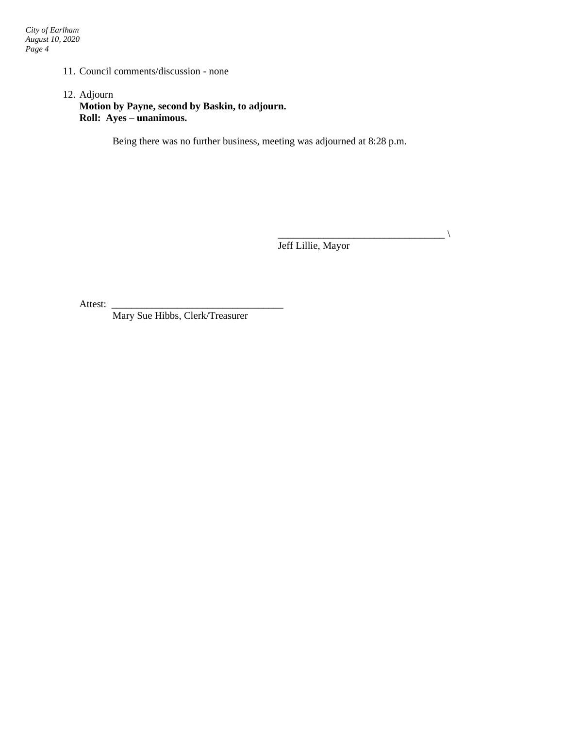11. Council comments/discussion - none

12. Adjourn
    **Motion by Payne, second by Baskin, to adjourn.**
    **Roll: Ayes – unanimous.**

    Being there was no further business, meeting was adjourned at 8:28 p.m.

_________________________________ \
Jeff Lillie, Mayor

Attest: _________________________________
Mary Sue Hibbs, Clerk/Treasurer